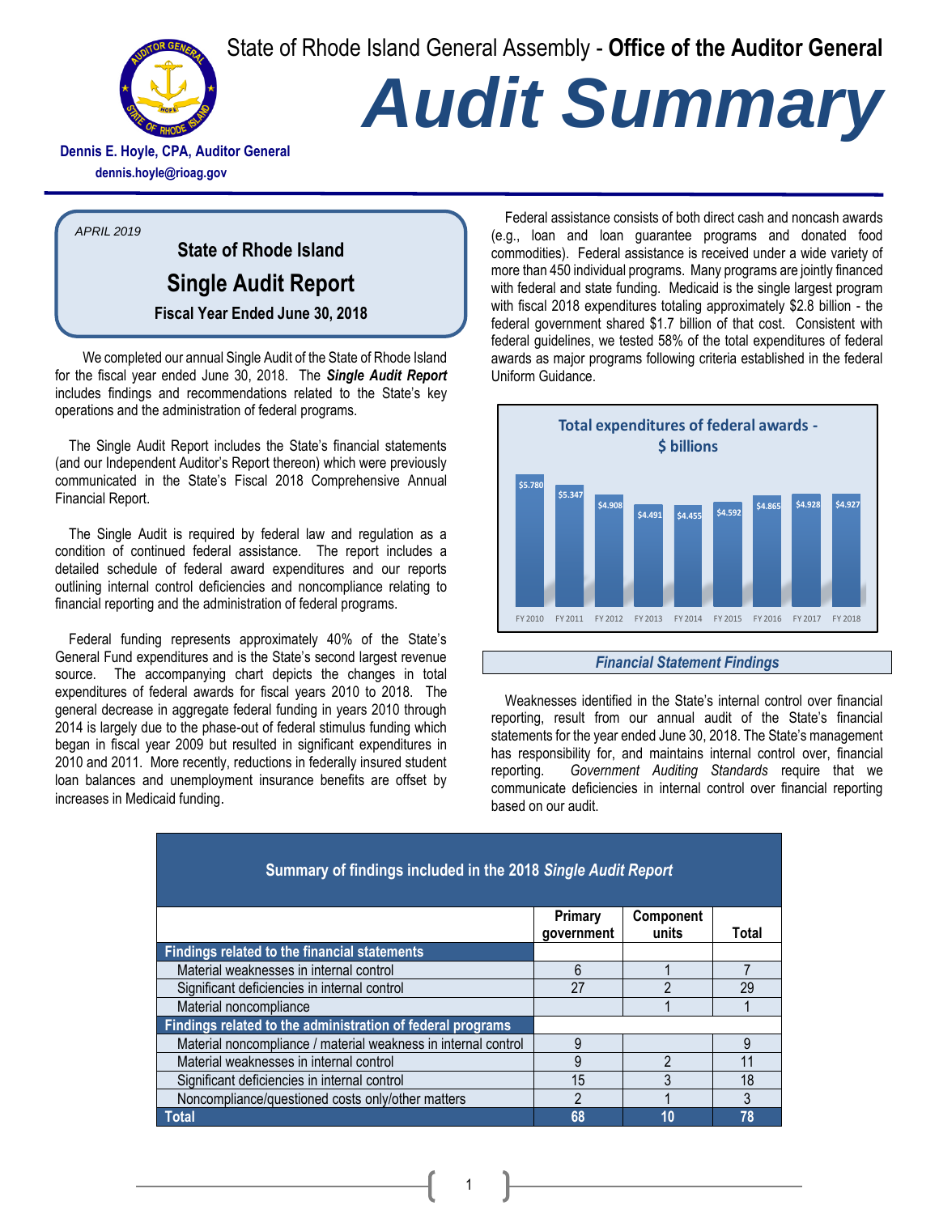State of Rhode Island General Assembly - **Office of the Auditor General**

# Audit Summary

**Dennis E. Hoyle, CPA, Auditor General**
**dennis.hoyle@rioag.gov**

*APRIL 2019*

## State of Rhode Island
## Single Audit Report
### Fiscal Year Ended June 30, 2018

We completed our annual Single Audit of the State of Rhode Island for the fiscal year ended June 30, 2018. The ***Single Audit Report*** includes findings and recommendations related to the State's key operations and the administration of federal programs.

The Single Audit Report includes the State's financial statements (and our Independent Auditor's Report thereon) which were previously communicated in the State's Fiscal 2018 Comprehensive Annual Financial Report.

The Single Audit is required by federal law and regulation as a condition of continued federal assistance. The report includes a detailed schedule of federal award expenditures and our reports outlining internal control deficiencies and noncompliance relating to financial reporting and the administration of federal programs.

Federal funding represents approximately 40% of the State's General Fund expenditures and is the State's second largest revenue source. The accompanying chart depicts the changes in total expenditures of federal awards for fiscal years 2010 to 2018. The general decrease in aggregate federal funding in years 2010 through 2014 is largely due to the phase-out of federal stimulus funding which began in fiscal year 2009 but resulted in significant expenditures in 2010 and 2011. More recently, reductions in federally insured student loan balances and unemployment insurance benefits are offset by increases in Medicaid funding.

Federal assistance consists of both direct cash and noncash awards (e.g., loan and loan guarantee programs and donated food commodities). Federal assistance is received under a wide variety of more than 450 individual programs. Many programs are jointly financed with federal and state funding. Medicaid is the single largest program with fiscal 2018 expenditures totaling approximately $2.8 billion - the federal government shared $1.7 billion of that cost. Consistent with federal guidelines, we tested 58% of the total expenditures of federal awards as major programs following criteria established in the federal Uniform Guidance.

**Total expenditures of federal awards - $ billions**

| FY 2010 | FY 2011 | FY 2012 | FY 2013 | FY 2014 | FY 2015 | FY 2016 | FY 2017 | FY 2018 |
|---|---|---|---|---|---|---|---|---|
| $5.780 | $5.347 | $4.908 | $4.491 | $4.455 | $4.592 | $4.865 | $4.928 | $4.927 |

### *Financial Statement Findings*

Weaknesses identified in the State's internal control over financial reporting, result from our annual audit of the State's financial statements for the year ended June 30, 2018. The State's management has responsibility for, and maintains internal control over, financial reporting. *Government Auditing Standards* require that we communicate deficiencies in internal control over financial reporting based on our audit.

**Summary of findings included in the 2018 *Single Audit Report***

| | Primary government | Component units | Total |
|---|---|---|---|
| **Findings related to the financial statements** | | | |
| Material weaknesses in internal control | 6 | 1 | 7 |
| Significant deficiencies in internal control | 27 | 2 | 29 |
| Material noncompliance | | 1 | 1 |
| **Findings related to the administration of federal programs** | | | |
| Material noncompliance / material weakness in internal control | 9 | | 9 |
| Material weaknesses in internal control | 9 | 2 | 11 |
| Significant deficiencies in internal control | 15 | 3 | 18 |
| Noncompliance/questioned costs only/other matters | 2 | 1 | 3 |
| **Total** | **68** | **10** | **78** |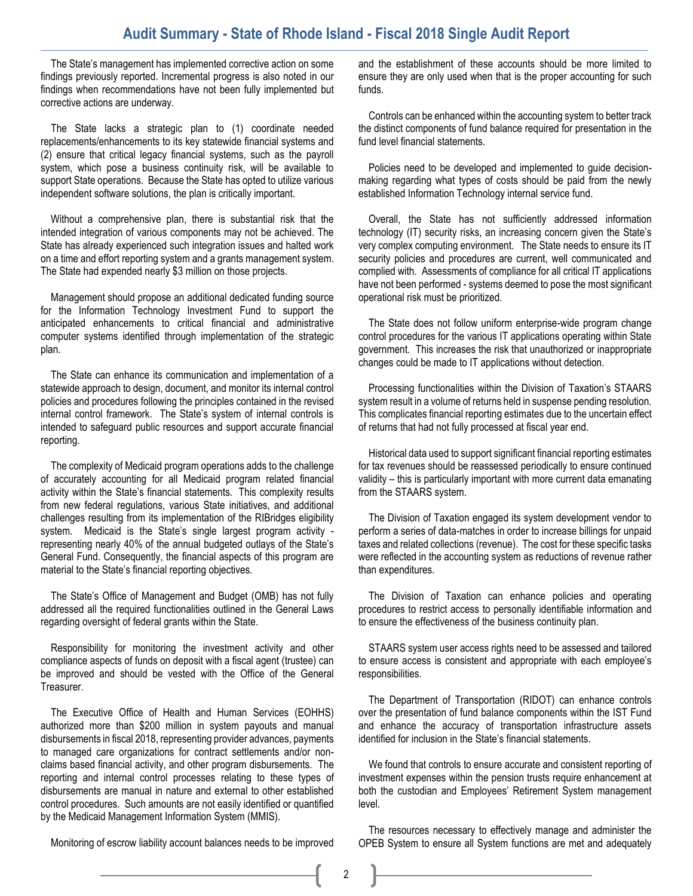The State's management has implemented corrective action on some findings previously reported. Incremental progress is also noted in our findings when recommendations have not been fully implemented but corrective actions are underway.

The State lacks a strategic plan to (1) coordinate needed replacements/enhancements to its key statewide financial systems and (2) ensure that critical legacy financial systems, such as the payroll system, which pose a business continuity risk, will be available to support State operations. Because the State has opted to utilize various independent software solutions, the plan is critically important.

Without a comprehensive plan, there is substantial risk that the intended integration of various components may not be achieved. The State has already experienced such integration issues and halted work on a time and effort reporting system and a grants management system. The State had expended nearly $3 million on those projects.

Management should propose an additional dedicated funding source for the Information Technology Investment Fund to support the anticipated enhancements to critical financial and administrative computer systems identified through implementation of the strategic plan.

The State can enhance its communication and implementation of a statewide approach to design, document, and monitor its internal control policies and procedures following the principles contained in the revised internal control framework. The State's system of internal controls is intended to safeguard public resources and support accurate financial reporting.

The complexity of Medicaid program operations adds to the challenge of accurately accounting for all Medicaid program related financial activity within the State's financial statements. This complexity results from new federal regulations, various State initiatives, and additional challenges resulting from its implementation of the RIBridges eligibility system. Medicaid is the State's single largest program activity - representing nearly 40% of the annual budgeted outlays of the State's General Fund. Consequently, the financial aspects of this program are material to the State's financial reporting objectives.

The State's Office of Management and Budget (OMB) has not fully addressed all the required functionalities outlined in the General Laws regarding oversight of federal grants within the State.

Responsibility for monitoring the investment activity and other compliance aspects of funds on deposit with a fiscal agent (trustee) can be improved and should be vested with the Office of the General Treasurer.

The Executive Office of Health and Human Services (EOHHS) authorized more than $200 million in system payouts and manual disbursements in fiscal 2018, representing provider advances, payments to managed care organizations for contract settlements and/or non-claims based financial activity, and other program disbursements. The reporting and internal control processes relating to these types of disbursements are manual in nature and external to other established control procedures. Such amounts are not easily identified or quantified by the Medicaid Management Information System (MMIS).

Monitoring of escrow liability account balances needs to be improved and the establishment of these accounts should be more limited to ensure they are only used when that is the proper accounting for such funds.

Controls can be enhanced within the accounting system to better track the distinct components of fund balance required for presentation in the fund level financial statements.

Policies need to be developed and implemented to guide decision-making regarding what types of costs should be paid from the newly established Information Technology internal service fund.

Overall, the State has not sufficiently addressed information technology (IT) security risks, an increasing concern given the State's very complex computing environment. The State needs to ensure its IT security policies and procedures are current, well communicated and complied with. Assessments of compliance for all critical IT applications have not been performed - systems deemed to pose the most significant operational risk must be prioritized.

The State does not follow uniform enterprise-wide program change control procedures for the various IT applications operating within State government. This increases the risk that unauthorized or inappropriate changes could be made to IT applications without detection.

Processing functionalities within the Division of Taxation's STAARS system result in a volume of returns held in suspense pending resolution. This complicates financial reporting estimates due to the uncertain effect of returns that had not fully processed at fiscal year end.

Historical data used to support significant financial reporting estimates for tax revenues should be reassessed periodically to ensure continued validity – this is particularly important with more current data emanating from the STAARS system.

The Division of Taxation engaged its system development vendor to perform a series of data-matches in order to increase billings for unpaid taxes and related collections (revenue). The cost for these specific tasks were reflected in the accounting system as reductions of revenue rather than expenditures.

The Division of Taxation can enhance policies and operating procedures to restrict access to personally identifiable information and to ensure the effectiveness of the business continuity plan.

STAARS system user access rights need to be assessed and tailored to ensure access is consistent and appropriate with each employee's responsibilities.

The Department of Transportation (RIDOT) can enhance controls over the presentation of fund balance components within the IST Fund and enhance the accuracy of transportation infrastructure assets identified for inclusion in the State's financial statements.

We found that controls to ensure accurate and consistent reporting of investment expenses within the pension trusts require enhancement at both the custodian and Employees' Retirement System management level.

The resources necessary to effectively manage and administer the OPEB System to ensure all System functions are met and adequately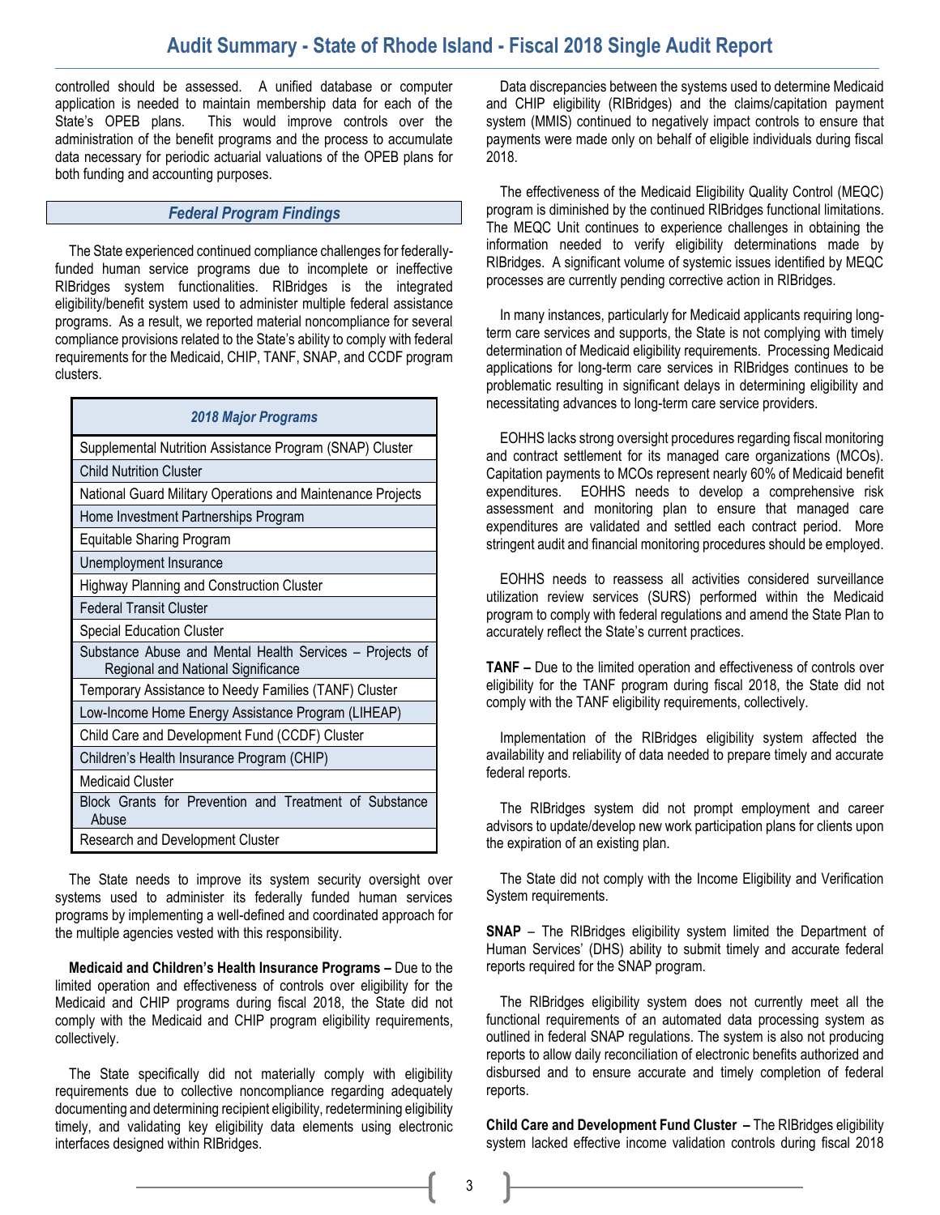controlled should be assessed. A unified database or computer application is needed to maintain membership data for each of the State's OPEB plans. This would improve controls over the administration of the benefit programs and the process to accumulate data necessary for periodic actuarial valuations of the OPEB plans for both funding and accounting purposes.

## *Federal Program Findings*

The State experienced continued compliance challenges for federally-funded human service programs due to incomplete or ineffective RIBridges system functionalities. RIBridges is the integrated eligibility/benefit system used to administer multiple federal assistance programs. As a result, we reported material noncompliance for several compliance provisions related to the State's ability to comply with federal requirements for the Medicaid, CHIP, TANF, SNAP, and CCDF program clusters.

| *2018 Major Programs* |
|---|
| Supplemental Nutrition Assistance Program (SNAP) Cluster |
| Child Nutrition Cluster |
| National Guard Military Operations and Maintenance Projects |
| Home Investment Partnerships Program |
| Equitable Sharing Program |
| Unemployment Insurance |
| Highway Planning and Construction Cluster |
| Federal Transit Cluster |
| Special Education Cluster |
| Substance Abuse and Mental Health Services – Projects of Regional and National Significance |
| Temporary Assistance to Needy Families (TANF) Cluster |
| Low-Income Home Energy Assistance Program (LIHEAP) |
| Child Care and Development Fund (CCDF) Cluster |
| Children's Health Insurance Program (CHIP) |
| Medicaid Cluster |
| Block Grants for Prevention and Treatment of Substance Abuse |
| Research and Development Cluster |

The State needs to improve its system security oversight over systems used to administer its federally funded human services programs by implementing a well-defined and coordinated approach for the multiple agencies vested with this responsibility.

**Medicaid and Children's Health Insurance Programs –** Due to the limited operation and effectiveness of controls over eligibility for the Medicaid and CHIP programs during fiscal 2018, the State did not comply with the Medicaid and CHIP program eligibility requirements, collectively.

The State specifically did not materially comply with eligibility requirements due to collective noncompliance regarding adequately documenting and determining recipient eligibility, redetermining eligibility timely, and validating key eligibility data elements using electronic interfaces designed within RIBridges.

Data discrepancies between the systems used to determine Medicaid and CHIP eligibility (RIBridges) and the claims/capitation payment system (MMIS) continued to negatively impact controls to ensure that payments were made only on behalf of eligible individuals during fiscal 2018.

The effectiveness of the Medicaid Eligibility Quality Control (MEQC) program is diminished by the continued RIBridges functional limitations. The MEQC Unit continues to experience challenges in obtaining the information needed to verify eligibility determinations made by RIBridges. A significant volume of systemic issues identified by MEQC processes are currently pending corrective action in RIBridges.

In many instances, particularly for Medicaid applicants requiring long-term care services and supports, the State is not complying with timely determination of Medicaid eligibility requirements. Processing Medicaid applications for long-term care services in RIBridges continues to be problematic resulting in significant delays in determining eligibility and necessitating advances to long-term care service providers.

EOHHS lacks strong oversight procedures regarding fiscal monitoring and contract settlement for its managed care organizations (MCOs). Capitation payments to MCOs represent nearly 60% of Medicaid benefit expenditures. EOHHS needs to develop a comprehensive risk assessment and monitoring plan to ensure that managed care expenditures are validated and settled each contract period. More stringent audit and financial monitoring procedures should be employed.

EOHHS needs to reassess all activities considered surveillance utilization review services (SURS) performed within the Medicaid program to comply with federal regulations and amend the State Plan to accurately reflect the State's current practices.

**TANF –** Due to the limited operation and effectiveness of controls over eligibility for the TANF program during fiscal 2018, the State did not comply with the TANF eligibility requirements, collectively.

Implementation of the RIBridges eligibility system affected the availability and reliability of data needed to prepare timely and accurate federal reports.

The RIBridges system did not prompt employment and career advisors to update/develop new work participation plans for clients upon the expiration of an existing plan.

The State did not comply with the Income Eligibility and Verification System requirements.

**SNAP** – The RIBridges eligibility system limited the Department of Human Services' (DHS) ability to submit timely and accurate federal reports required for the SNAP program.

The RIBridges eligibility system does not currently meet all the functional requirements of an automated data processing system as outlined in federal SNAP regulations. The system is also not producing reports to allow daily reconciliation of electronic benefits authorized and disbursed and to ensure accurate and timely completion of federal reports.

**Child Care and Development Fund Cluster –** The RIBridges eligibility system lacked effective income validation controls during fiscal 2018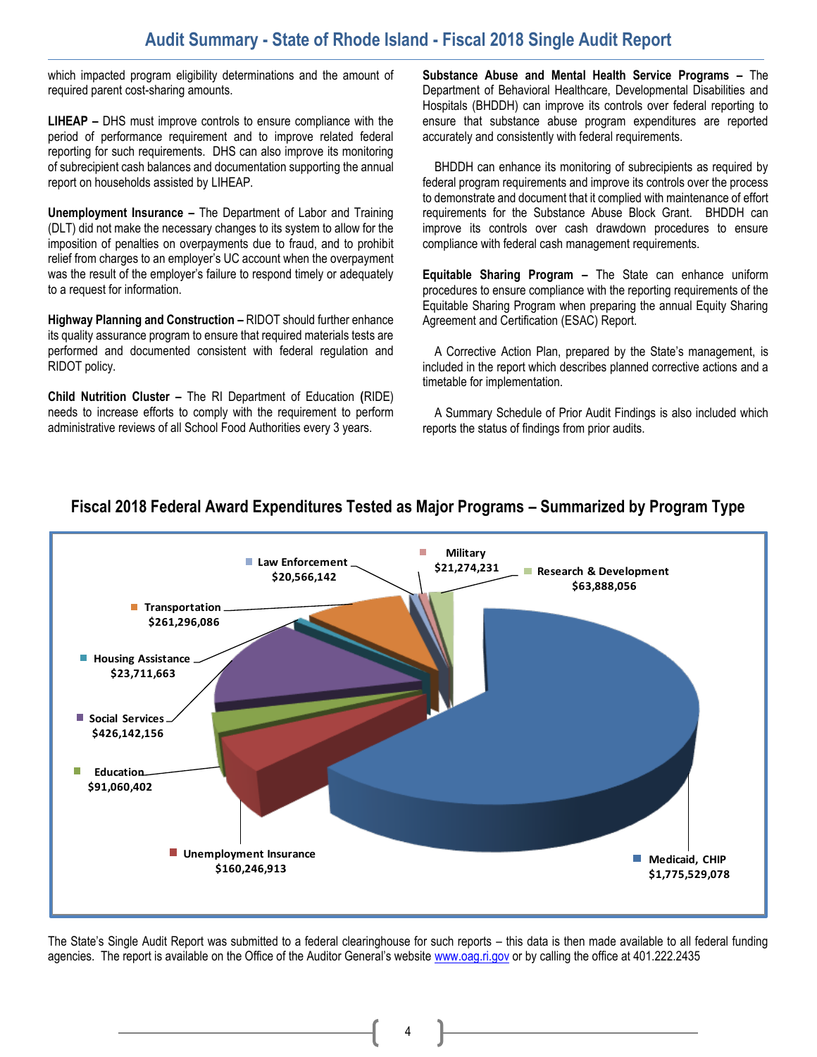which impacted program eligibility determinations and the amount of required parent cost-sharing amounts.

**LIHEAP –** DHS must improve controls to ensure compliance with the period of performance requirement and to improve related federal reporting for such requirements. DHS can also improve its monitoring of subrecipient cash balances and documentation supporting the annual report on households assisted by LIHEAP.

**Unemployment Insurance –** The Department of Labor and Training (DLT) did not make the necessary changes to its system to allow for the imposition of penalties on overpayments due to fraud, and to prohibit relief from charges to an employer's UC account when the overpayment was the result of the employer's failure to respond timely or adequately to a request for information.

**Highway Planning and Construction –** RIDOT should further enhance its quality assurance program to ensure that required materials tests are performed and documented consistent with federal regulation and RIDOT policy.

**Child Nutrition Cluster –** The RI Department of Education (RIDE) needs to increase efforts to comply with the requirement to perform administrative reviews of all School Food Authorities every 3 years.

**Substance Abuse and Mental Health Service Programs –** The Department of Behavioral Healthcare, Developmental Disabilities and Hospitals (BHDDH) can improve its controls over federal reporting to ensure that substance abuse program expenditures are reported accurately and consistently with federal requirements.

BHDDH can enhance its monitoring of subrecipients as required by federal program requirements and improve its controls over the process to demonstrate and document that it complied with maintenance of effort requirements for the Substance Abuse Block Grant. BHDDH can improve its controls over cash drawdown procedures to ensure compliance with federal cash management requirements.

**Equitable Sharing Program –** The State can enhance uniform procedures to ensure compliance with the reporting requirements of the Equitable Sharing Program when preparing the annual Equity Sharing Agreement and Certification (ESAC) Report.

A Corrective Action Plan, prepared by the State's management, is included in the report which describes planned corrective actions and a timetable for implementation.

A Summary Schedule of Prior Audit Findings is also included which reports the status of findings from prior audits.

## Fiscal 2018 Federal Award Expenditures Tested as Major Programs – Summarized by Program Type

Law Enforcement $20,566,142
Military $21,274,231
Research & Development $63,888,056
Transportation $261,296,086
Housing Assistance $23,711,663
Social Services $426,142,156
Education $91,060,402
Unemployment Insurance $160,246,913
Medicaid, CHIP $1,775,529,078

The State's Single Audit Report was submitted to a federal clearinghouse for such reports – this data is then made available to all federal funding agencies. The report is available on the Office of the Auditor General's website [www.oag.ri.gov](http://www.oag.ri.gov) or by calling the office at 401.222.2435